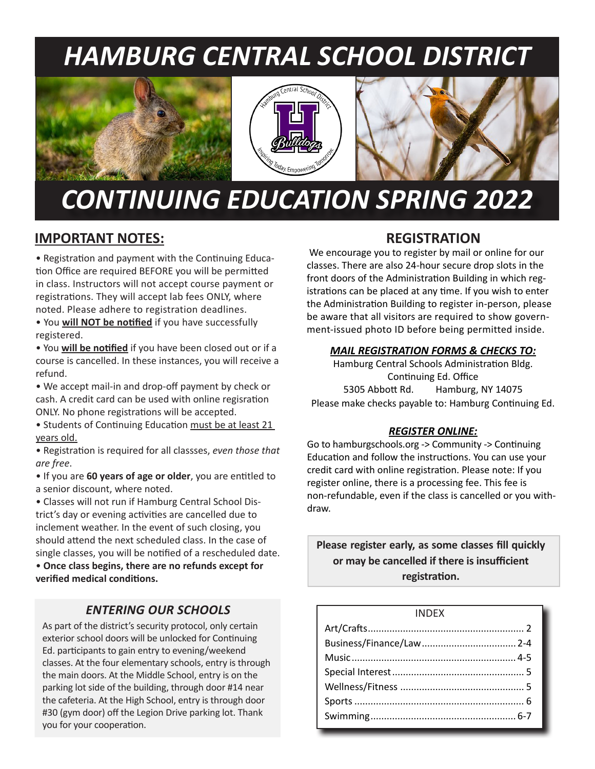# HAMBURG CENTRAL SCHOOL DISTRICT

# CONTINUING EDUCATION SPRING 2022

## IMPORTANT NOTES:

- Registration and payment with the Continuing Education Office are required BEFORE you will be permitted in class. Instructors will not accept course payment or registrations. They will accept lab fees ONLY, where noted. Please adhere to registration deadlines.
- You **will NOT be notified** if you have successfully registered.
- You **will be notified** if you have been closed out or if a course is cancelled. In these instances, you will receive a refund.
- We accept mail-in and drop-off payment by check or cash. A credit card can be used with online regisration ONLY. No phone registrations will be accepted.
- Students of Continuing Education must be at least 21 years old.
- Registration is required for all classses, *even those that are free*.
- If you are **60 years of age or older**, you are entitled to a senior discount, where noted.
- Classes will not run if Hamburg Central School District's day or evening activities are cancelled due to inclement weather. In the event of such closing, you should attend the next scheduled class. In the case of single classes, you will be notified of a rescheduled date.
- **Once class begins, there are no refunds except for verified medical conditions.**

### *ENTERING OUR SCHOOLS*

As part of the district's security protocol, only certain exterior school doors will be unlocked for Continuing Ed. participants to gain entry to evening/weekend classes. At the four elementary schools, entry is through the main doors. At the Middle School, entry is on the parking lot side of the building, through door #14 near the cafeteria. At the High School, entry is through door #30 (gym door) off the Legion Drive parking lot. Thank you for your cooperation.

## REGISTRATION

We encourage you to register by mail or online for our classes. There are also 24-hour secure drop slots in the front doors of the Administration Building in which registrations can be placed at any time. If you wish to enter the Administration Building to register in-person, please be aware that all visitors are required to show government-issued photo ID before being permitted inside.

### *MAIL REGISTRATION FORMS & CHECKS TO:*

Hamburg Central Schools Administration Bldg.
Continuing Ed. Office
5305 Abbott Rd. Hamburg, NY 14075
Please make checks payable to: Hamburg Continuing Ed.

### *REGISTER ONLINE:*

Go to hamburgschools.org -> Community -> Continuing Education and follow the instructions. You can use your credit card with online registration. Please note: If you register online, there is a processing fee. This fee is non-refundable, even if the class is cancelled or you withdraw.

**Please register early, as some classes fill quickly or may be cancelled if there is insufficient registration.**

| INDEX | |
|---|---|
| Art/Crafts | 2 |
| Business/Finance/Law | 2-4 |
| Music | 4-5 |
| Special Interest | 5 |
| Wellness/Fitness | 5 |
| Sports | 6 |
| Swimming | 6-7 |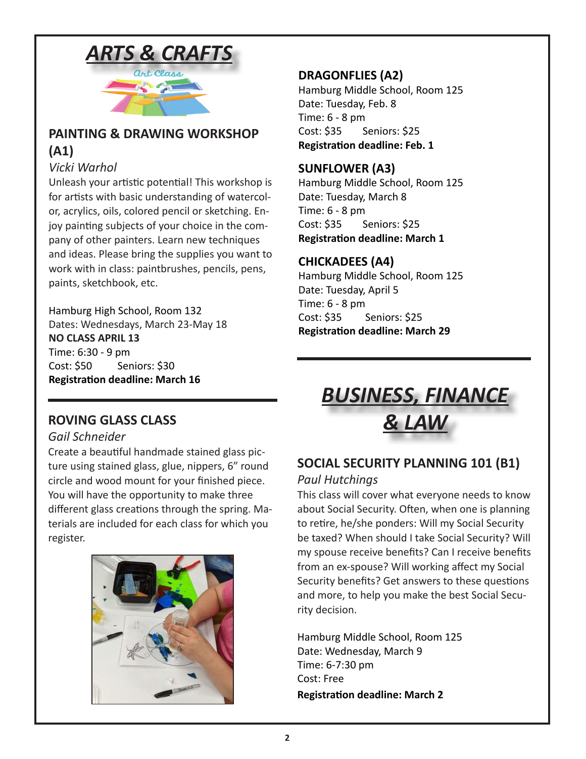# ARTS & CRAFTS

## PAINTING & DRAWING WORKSHOP (A1)

*Vicki Warhol*

Unleash your artistic potential! This workshop is for artists with basic understanding of watercolor, acrylics, oils, colored pencil or sketching. Enjoy painting subjects of your choice in the company of other painters. Learn new techniques and ideas. Please bring the supplies you want to work with in class: paintbrushes, pencils, pens, paints, sketchbook, etc.

Hamburg High School, Room 132
Dates: Wednesdays, March 23-May 18
**NO CLASS APRIL 13**
Time: 6:30 - 9 pm
Cost: $50 Seniors: $30
**Registration deadline: March 16**

## ROVING GLASS CLASS

*Gail Schneider*

Create a beautiful handmade stained glass picture using stained glass, glue, nippers, 6" round circle and wood mount for your finished piece. You will have the opportunity to make three different glass creations through the spring. Materials are included for each class for which you register.

## DRAGONFLIES (A2)

Hamburg Middle School, Room 125
Date: Tuesday, Feb. 8
Time: 6 - 8 pm
Cost: $35 Seniors: $25
**Registration deadline: Feb. 1**

## SUNFLOWER (A3)

Hamburg Middle School, Room 125
Date: Tuesday, March 8
Time: 6 - 8 pm
Cost: $35 Seniors: $25
**Registration deadline: March 1**

## CHICKADEES (A4)

Hamburg Middle School, Room 125
Date: Tuesday, April 5
Time: 6 - 8 pm
Cost: $35 Seniors: $25
**Registration deadline: March 29**

# BUSINESS, FINANCE & LAW

## SOCIAL SECURITY PLANNING 101 (B1)

*Paul Hutchings*

This class will cover what everyone needs to know about Social Security. Often, when one is planning to retire, he/she ponders: Will my Social Security be taxed? When should I take Social Security? Will my spouse receive benefits? Can I receive benefits from an ex-spouse? Will working affect my Social Security benefits? Get answers to these questions and more, to help you make the best Social Security decision.

Hamburg Middle School, Room 125
Date: Wednesday, March 9
Time: 6-7:30 pm
Cost: Free
**Registration deadline: March 2**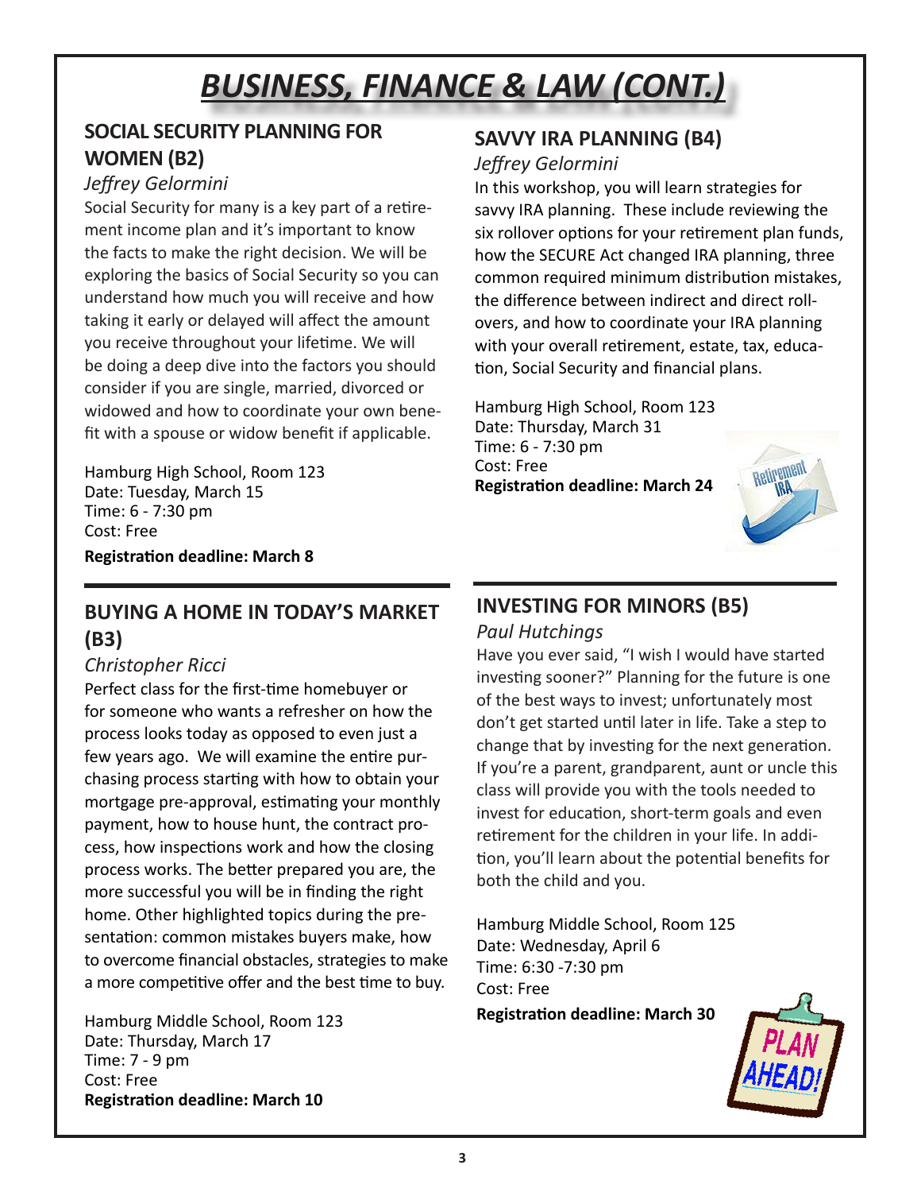# BUSINESS, FINANCE & LAW (CONT.)

## SOCIAL SECURITY PLANNING FOR WOMEN (B2)

*Jeffrey Gelormini*

Social Security for many is a key part of a retirement income plan and it's important to know the facts to make the right decision. We will be exploring the basics of Social Security so you can understand how much you will receive and how taking it early or delayed will affect the amount you receive throughout your lifetime. We will be doing a deep dive into the factors you should consider if you are single, married, divorced or widowed and how to coordinate your own benefit with a spouse or widow benefit if applicable.

Hamburg High School, Room 123
Date: Tuesday, March 15
Time: 6 - 7:30 pm
Cost: Free
**Registration deadline: March 8**

## BUYING A HOME IN TODAY'S MARKET (B3)

*Christopher Ricci*

Perfect class for the first-time homebuyer or for someone who wants a refresher on how the process looks today as opposed to even just a few years ago. We will examine the entire purchasing process starting with how to obtain your mortgage pre-approval, estimating your monthly payment, how to house hunt, the contract process, how inspections work and how the closing process works. The better prepared you are, the more successful you will be in finding the right home. Other highlighted topics during the presentation: common mistakes buyers make, how to overcome financial obstacles, strategies to make a more competitive offer and the best time to buy.

Hamburg Middle School, Room 123
Date: Thursday, March 17
Time: 7 - 9 pm
Cost: Free
**Registration deadline: March 10**

## SAVVY IRA PLANNING (B4)

*Jeffrey Gelormini*

In this workshop, you will learn strategies for savvy IRA planning. These include reviewing the six rollover options for your retirement plan funds, how the SECURE Act changed IRA planning, three common required minimum distribution mistakes, the difference between indirect and direct rollovers, and how to coordinate your IRA planning with your overall retirement, estate, tax, education, Social Security and financial plans.

Hamburg High School, Room 123
Date: Thursday, March 31
Time: 6 - 7:30 pm
Cost: Free
**Registration deadline: March 24**

## INVESTING FOR MINORS (B5)

*Paul Hutchings*

Have you ever said, "I wish I would have started investing sooner?" Planning for the future is one of the best ways to invest; unfortunately most don't get started until later in life. Take a step to change that by investing for the next generation. If you're a parent, grandparent, aunt or uncle this class will provide you with the tools needed to invest for education, short-term goals and even retirement for the children in your life. In addition, you'll learn about the potential benefits for both the child and you.

Hamburg Middle School, Room 125
Date: Wednesday, April 6
Time: 6:30 -7:30 pm
Cost: Free
**Registration deadline: March 30**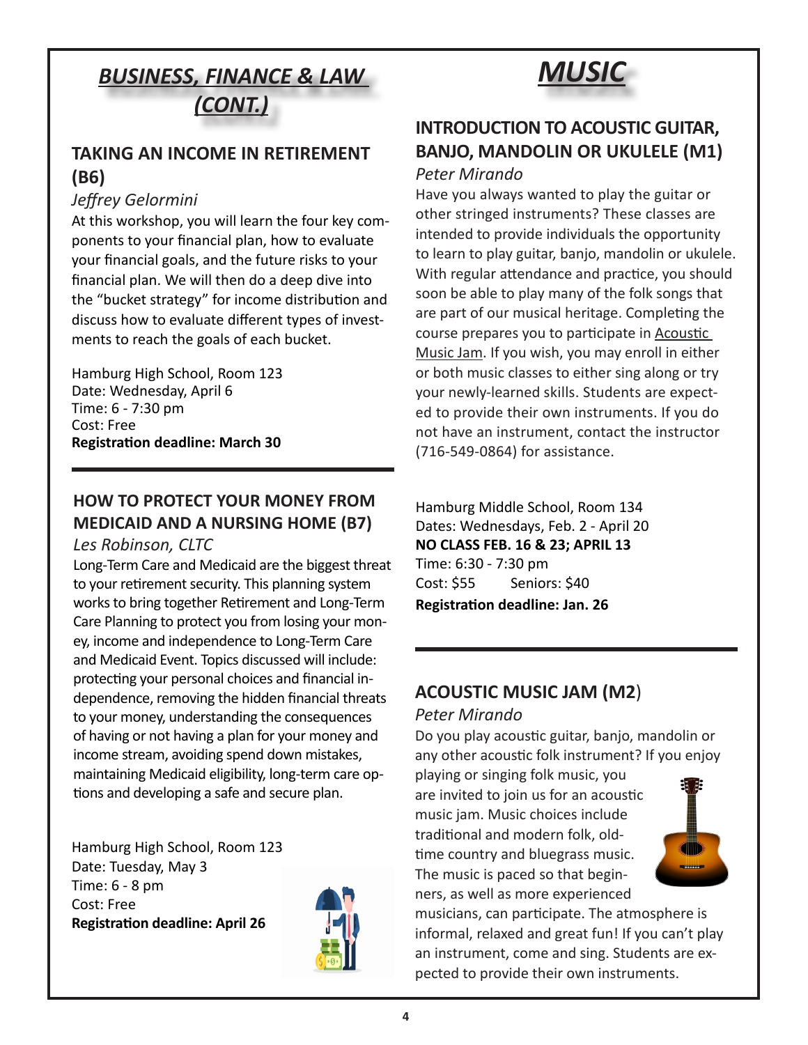# *BUSINESS, FINANCE & LAW (CONT.)*

## TAKING AN INCOME IN RETIREMENT (B6)

*Jeffrey Gelormini*

At this workshop, you will learn the four key components to your financial plan, how to evaluate your financial goals, and the future risks to your financial plan. We will then do a deep dive into the "bucket strategy" for income distribution and discuss how to evaluate different types of investments to reach the goals of each bucket.

Hamburg High School, Room 123
Date: Wednesday, April 6
Time: 6 - 7:30 pm
Cost: Free
**Registration deadline: March 30**

---

## HOW TO PROTECT YOUR MONEY FROM MEDICAID AND A NURSING HOME (B7)

*Les Robinson, CLTC*

Long-Term Care and Medicaid are the biggest threat to your retirement security. This planning system works to bring together Retirement and Long-Term Care Planning to protect you from losing your money, income and independence to Long-Term Care and Medicaid Event. Topics discussed will include: protecting your personal choices and financial independence, removing the hidden financial threats to your money, understanding the consequences of having or not having a plan for your money and income stream, avoiding spend down mistakes, maintaining Medicaid eligibility, long-term care options and developing a safe and secure plan.

Hamburg High School, Room 123
Date: Tuesday, May 3
Time: 6 - 8 pm
Cost: Free
**Registration deadline: April 26**

# *MUSIC*

## INTRODUCTION TO ACOUSTIC GUITAR, BANJO, MANDOLIN OR UKULELE (M1)

*Peter Mirando*

Have you always wanted to play the guitar or other stringed instruments? These classes are intended to provide individuals the opportunity to learn to play guitar, banjo, mandolin or ukulele. With regular attendance and practice, you should soon be able to play many of the folk songs that are part of our musical heritage. Completing the course prepares you to participate in Acoustic Music Jam. If you wish, you may enroll in either or both music classes to either sing along or try your newly-learned skills. Students are expected to provide their own instruments. If you do not have an instrument, contact the instructor (716-549-0864) for assistance.

Hamburg Middle School, Room 134
Dates: Wednesdays, Feb. 2 - April 20
**NO CLASS FEB. 16 & 23; APRIL 13**
Time: 6:30 - 7:30 pm
Cost: $55 Seniors: $40
**Registration deadline: Jan. 26**

---

## ACOUSTIC MUSIC JAM (M2)

*Peter Mirando*

Do you play acoustic guitar, banjo, mandolin or any other acoustic folk instrument? If you enjoy playing or singing folk music, you are invited to join us for an acoustic music jam. Music choices include traditional and modern folk, old-time country and bluegrass music. The music is paced so that beginners, as well as more experienced musicians, can participate. The atmosphere is informal, relaxed and great fun! If you can't play an instrument, come and sing. Students are expected to provide their own instruments.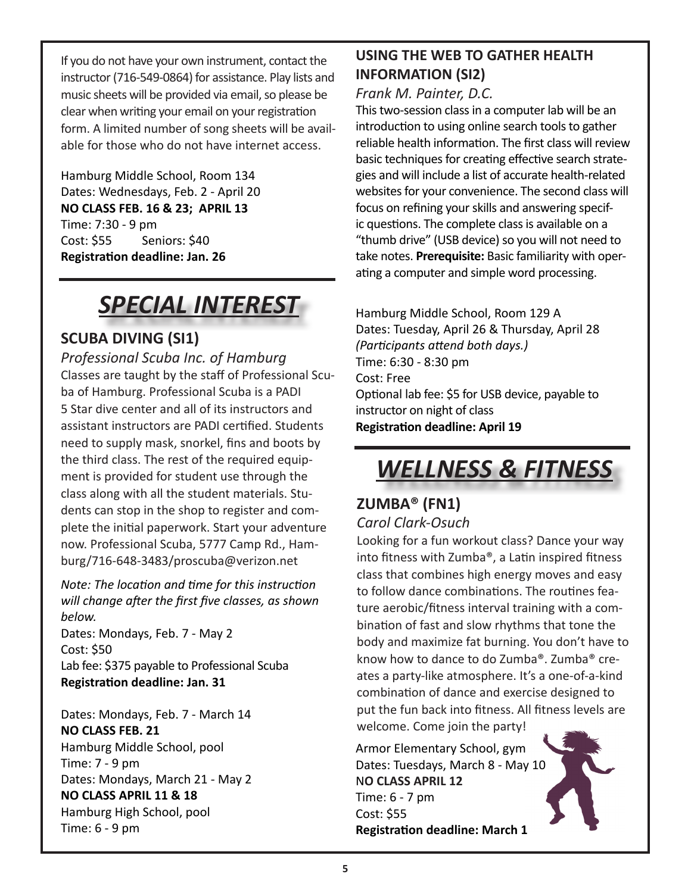If you do not have your own instrument, contact the instructor (716-549-0864) for assistance. Play lists and music sheets will be provided via email, so please be clear when writing your email on your registration form. A limited number of song sheets will be available for those who do not have internet access.

Hamburg Middle School, Room 134
Dates: Wednesdays, Feb. 2 - April 20
**NO CLASS FEB. 16 & 23; APRIL 13**
Time: 7:30 - 9 pm
Cost: $55 Seniors: $40
**Registration deadline: Jan. 26**

# *SPECIAL INTEREST*

## SCUBA DIVING (SI1)

*Professional Scuba Inc. of Hamburg*

Classes are taught by the staff of Professional Scuba of Hamburg. Professional Scuba is a PADI 5 Star dive center and all of its instructors and assistant instructors are PADI certified. Students need to supply mask, snorkel, fins and boots by the third class. The rest of the required equipment is provided for student use through the class along with all the student materials. Students can stop in the shop to register and complete the initial paperwork. Start your adventure now. Professional Scuba, 5777 Camp Rd., Hamburg/716-648-3483/proscuba@verizon.net

*Note: The location and time for this instruction will change after the first five classes, as shown below.*

Dates: Mondays, Feb. 7 - May 2
Cost: $50
Lab fee: $375 payable to Professional Scuba
**Registration deadline: Jan. 31**

Dates: Mondays, Feb. 7 - March 14
**NO CLASS FEB. 21**
Hamburg Middle School, pool
Time: 7 - 9 pm
Dates: Mondays, March 21 - May 2
**NO CLASS APRIL 11 & 18**
Hamburg High School, pool
Time: 6 - 9 pm

## USING THE WEB TO GATHER HEALTH INFORMATION (SI2)

*Frank M. Painter, D.C.*

This two-session class in a computer lab will be an introduction to using online search tools to gather reliable health information. The first class will review basic techniques for creating effective search strategies and will include a list of accurate health-related websites for your convenience. The second class will focus on refining your skills and answering specific questions. The complete class is available on a "thumb drive" (USB device) so you will not need to take notes. **Prerequisite:** Basic familiarity with operating a computer and simple word processing.

Hamburg Middle School, Room 129 A
Dates: Tuesday, April 26 & Thursday, April 28
*(Participants attend both days.)*
Time: 6:30 - 8:30 pm
Cost: Free
Optional lab fee: $5 for USB device, payable to instructor on night of class
**Registration deadline: April 19**

# *WELLNESS & FITNESS*

## ZUMBA® (FN1)

*Carol Clark-Osuch*

Looking for a fun workout class? Dance your way into fitness with Zumba®, a Latin inspired fitness class that combines high energy moves and easy to follow dance combinations. The routines feature aerobic/fitness interval training with a combination of fast and slow rhythms that tone the body and maximize fat burning. You don't have to know how to dance to do Zumba®. Zumba® creates a party-like atmosphere. It's a one-of-a-kind combination of dance and exercise designed to put the fun back into fitness. All fitness levels are welcome. Come join the party!

Armor Elementary School, gym
Dates: Tuesdays, March 8 - May 10
**NO CLASS APRIL 12**
Time: 6 - 7 pm
Cost: $55
**Registration deadline: March 1**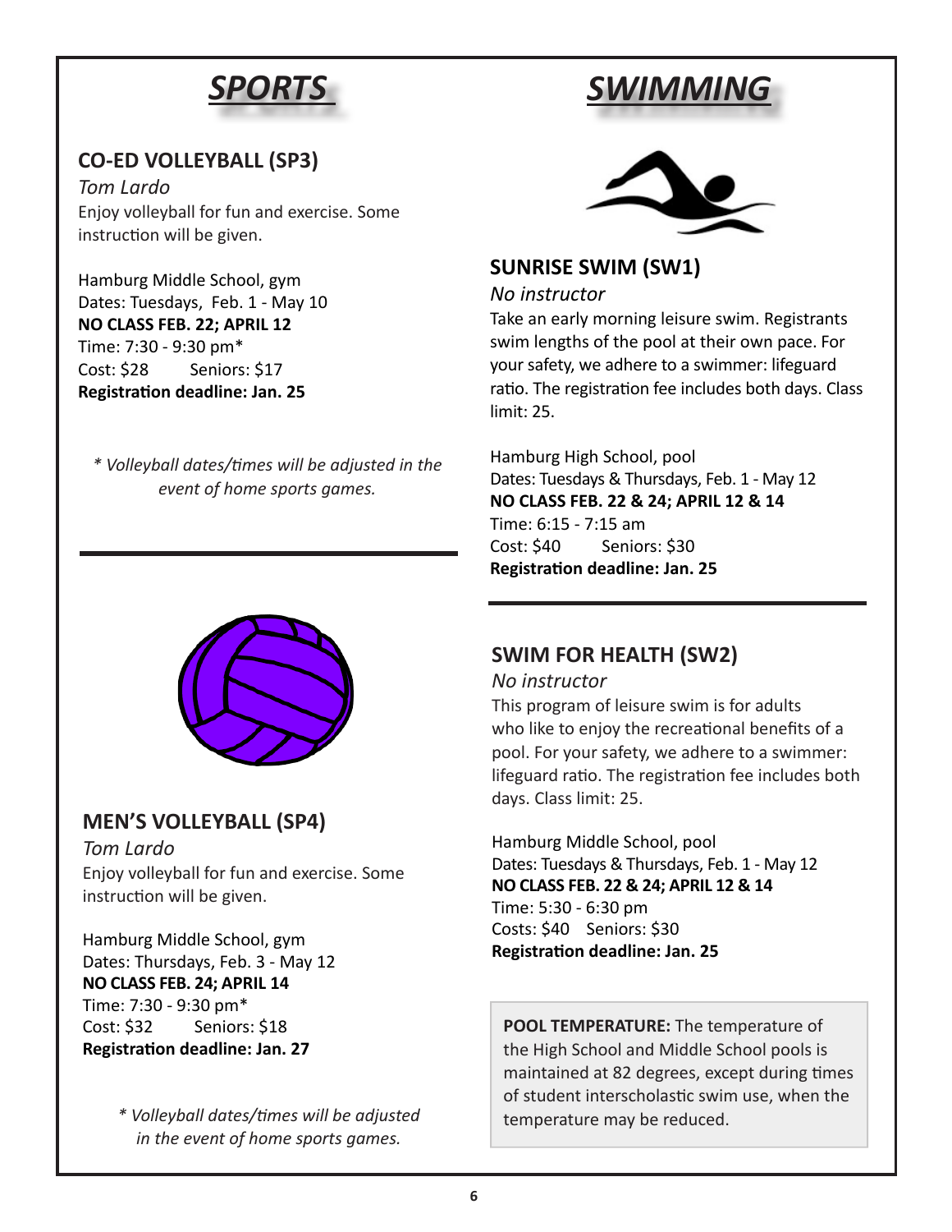# SPORTS

## CO-ED VOLLEYBALL (SP3)

*Tom Lardo*

Enjoy volleyball for fun and exercise. Some instruction will be given.

Hamburg Middle School, gym
Dates: Tuesdays, Feb. 1 - May 10
**NO CLASS FEB. 22; APRIL 12**
Time: 7:30 - 9:30 pm*
Cost: $28 Seniors: $17
**Registration deadline: Jan. 25**

*\* Volleyball dates/times will be adjusted in the event of home sports games.*

## MEN'S VOLLEYBALL (SP4)

*Tom Lardo*

Enjoy volleyball for fun and exercise. Some instruction will be given.

Hamburg Middle School, gym
Dates: Thursdays, Feb. 3 - May 12
**NO CLASS FEB. 24; APRIL 14**
Time: 7:30 - 9:30 pm*
Cost: $32 Seniors: $18
**Registration deadline: Jan. 27**

*\* Volleyball dates/times will be adjusted in the event of home sports games.*

# SWIMMING

## SUNRISE SWIM (SW1)

*No instructor*

Take an early morning leisure swim. Registrants swim lengths of the pool at their own pace. For your safety, we adhere to a swimmer: lifeguard ratio. The registration fee includes both days. Class limit: 25.

Hamburg High School, pool
Dates: Tuesdays & Thursdays, Feb. 1 - May 12
**NO CLASS FEB. 22 & 24; APRIL 12 & 14**
Time: 6:15 - 7:15 am
Cost: $40 Seniors: $30
**Registration deadline: Jan. 25**

## SWIM FOR HEALTH (SW2)

*No instructor*

This program of leisure swim is for adults who like to enjoy the recreational benefits of a pool. For your safety, we adhere to a swimmer: lifeguard ratio. The registration fee includes both days. Class limit: 25.

Hamburg Middle School, pool
Dates: Tuesdays & Thursdays, Feb. 1 - May 12
**NO CLASS FEB. 22 & 24; APRIL 12 & 14**
Time: 5:30 - 6:30 pm
Costs: $40 Seniors: $30
**Registration deadline: Jan. 25**

**POOL TEMPERATURE:** The temperature of the High School and Middle School pools is maintained at 82 degrees, except during times of student interscholastic swim use, when the temperature may be reduced.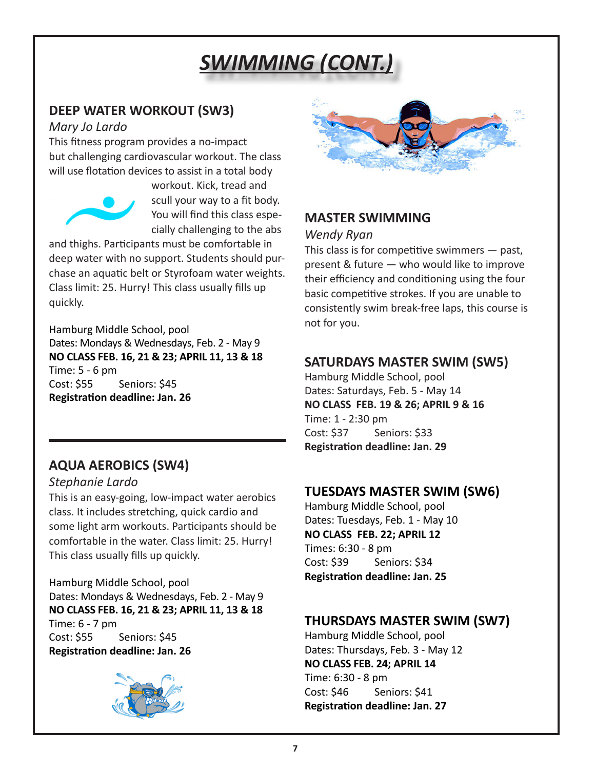# SWIMMING (CONT.)

## DEEP WATER WORKOUT (SW3)

*Mary Jo Lardo*

This fitness program provides a no-impact but challenging cardiovascular workout. The class will use flotation devices to assist in a total body workout. Kick, tread and scull your way to a fit body. You will find this class especially challenging to the abs and thighs. Participants must be comfortable in deep water with no support. Students should purchase an aquatic belt or Styrofoam water weights. Class limit: 25. Hurry! This class usually fills up quickly.

Hamburg Middle School, pool
Dates: Mondays & Wednesdays, Feb. 2 - May 9
**NO CLASS FEB. 16, 21 & 23; APRIL 11, 13 & 18**
Time: 5 - 6 pm
Cost: $55 Seniors: $45
**Registration deadline: Jan. 26**

## AQUA AEROBICS (SW4)

*Stephanie Lardo*

This is an easy-going, low-impact water aerobics class. It includes stretching, quick cardio and some light arm workouts. Participants should be comfortable in the water. Class limit: 25. Hurry! This class usually fills up quickly.

Hamburg Middle School, pool
Dates: Mondays & Wednesdays, Feb. 2 - May 9
**NO CLASS FEB. 16, 21 & 23; APRIL 11, 13 & 18**
Time: 6 - 7 pm
Cost: $55 Seniors: $45
**Registration deadline: Jan. 26**

## MASTER SWIMMING

*Wendy Ryan*

This class is for competitive swimmers — past, present & future — who would like to improve their efficiency and conditioning using the four basic competitive strokes. If you are unable to consistently swim break-free laps, this course is not for you.

## SATURDAYS MASTER SWIM (SW5)

Hamburg Middle School, pool
Dates: Saturdays, Feb. 5 - May 14
**NO CLASS FEB. 19 & 26; APRIL 9 & 16**
Time: 1 - 2:30 pm
Cost: $37 Seniors: $33
**Registration deadline: Jan. 29**

## TUESDAYS MASTER SWIM (SW6)

Hamburg Middle School, pool
Dates: Tuesdays, Feb. 1 - May 10
**NO CLASS FEB. 22; APRIL 12**
Times: 6:30 - 8 pm
Cost: $39 Seniors: $34
**Registration deadline: Jan. 25**

## THURSDAYS MASTER SWIM (SW7)

Hamburg Middle School, pool
Dates: Thursdays, Feb. 3 - May 12
**NO CLASS FEB. 24; APRIL 14**
Time: 6:30 - 8 pm
Cost: $46 Seniors: $41
**Registration deadline: Jan. 27**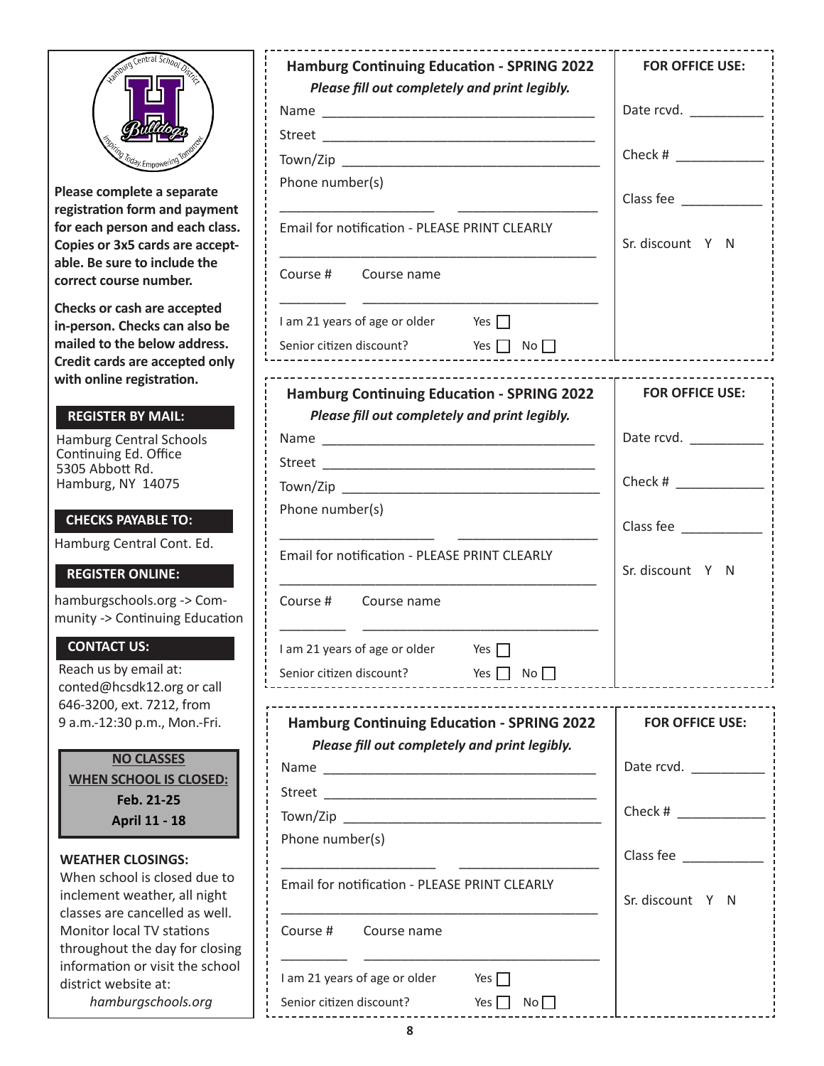Please complete a separate registration form and payment for each person and each class. Copies or 3x5 cards are acceptable. Be sure to include the correct course number.

**Checks or cash are accepted in-person. Checks can also be mailed to the below address. Credit cards are accepted only with online registration.**

### REGISTER BY MAIL:

Hamburg Central Schools
Continuing Ed. Office
5305 Abbott Rd.
Hamburg, NY 14075

### CHECKS PAYABLE TO:

Hamburg Central Cont. Ed.

### REGISTER ONLINE:

hamburgschools.org -> Community -> Continuing Education

### CONTACT US:

Reach us by email at: conted@hcsdk12.org or call 646-3200, ext. 7212, from 9 a.m.-12:30 p.m., Mon.-Fri.

**NO CLASSES WHEN SCHOOL IS CLOSED:**
**Feb. 21-25**
**April 11 - 18**

**WEATHER CLOSINGS:**
When school is closed due to inclement weather, all night classes are cancelled as well. Monitor local TV stations throughout the day for closing information or visit the school district website at: *hamburgschools.org*

---

**Hamburg Continuing Education - SPRING 2022**

***Please fill out completely and print legibly.***

Name ______________________________________

Street ______________________________________

Town/Zip ___________________________________

Phone number(s)

____________________ ____________________

Email for notification - PLEASE PRINT CLEARLY

____________________________________________

Course # Course name

_________ _______________________________

I am 21 years of age or older Yes ☐

Senior citizen discount? Yes ☐ No ☐

**FOR OFFICE USE:**

Date rcvd. __________

Check # ____________

Class fee ___________

Sr. discount Y N

---

**Hamburg Continuing Education - SPRING 2022**

***Please fill out completely and print legibly.***

Name ______________________________________

Street ______________________________________

Town/Zip ___________________________________

Phone number(s)

____________________ ____________________

Email for notification - PLEASE PRINT CLEARLY

____________________________________________

Course # Course name

_________ _______________________________

I am 21 years of age or older Yes ☐

Senior citizen discount? Yes ☐ No ☐

**FOR OFFICE USE:**

Date rcvd. __________

Check # ____________

Class fee ___________

Sr. discount Y N

---

**Hamburg Continuing Education - SPRING 2022**

***Please fill out completely and print legibly.***

Name ______________________________________

Street ______________________________________

Town/Zip ___________________________________

Phone number(s)

____________________ ____________________

Email for notification - PLEASE PRINT CLEARLY

____________________________________________

Course # Course name

_________ _______________________________

I am 21 years of age or older Yes ☐

Senior citizen discount? Yes ☐ No ☐

**FOR OFFICE USE:**

Date rcvd. __________

Check # ____________

Class fee ___________

Sr. discount Y N